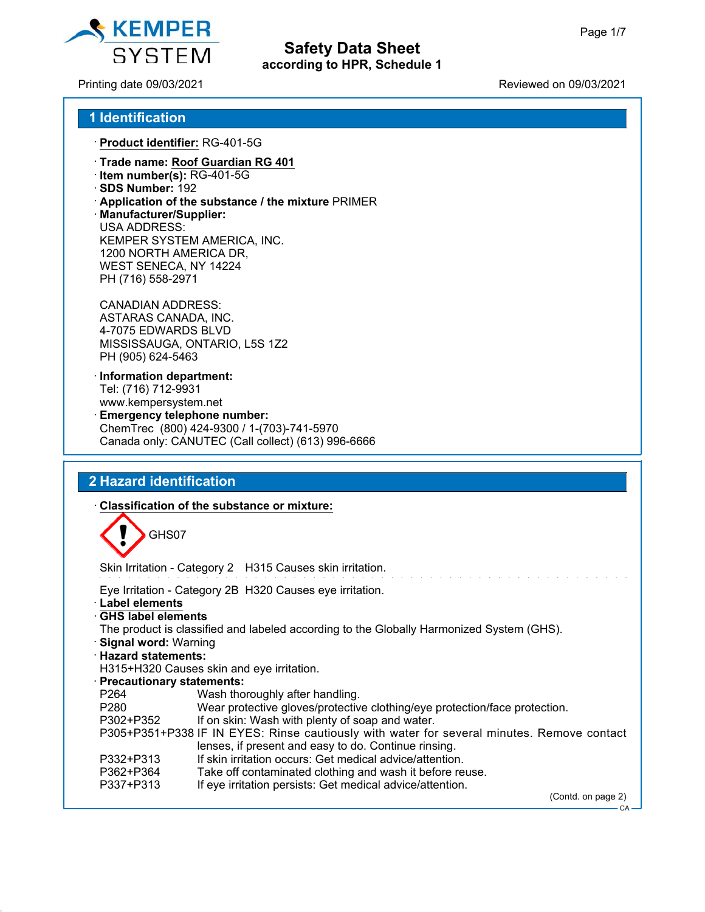KEMPER SYSTEM

# Safety Data Sheet
according to HPR, Schedule 1

Printing date 09/03/2021 | Reviewed on 09/03/2021

## 1 Identification

· **Product identifier:** RG-401-5G

· **Trade name:** **Roof Guardian RG 401**
· **Item number(s):** RG-401-5G
· **SDS Number:** 192
· **Application of the substance / the mixture** PRIMER
· **Manufacturer/Supplier:**
USA ADDRESS:
KEMPER SYSTEM AMERICA, INC.
1200 NORTH AMERICA DR,
WEST SENECA, NY 14224
PH (716) 558-2971

CANADIAN ADDRESS:
ASTARAS CANADA, INC.
4-7075 EDWARDS BLVD
MISSISSAUGA, ONTARIO, L5S 1Z2
PH (905) 624-5463

· **Information department:**
Tel: (716) 712-9931
www.kempersystem.net
· **Emergency telephone number:**
ChemTrec (800) 424-9300 / 1-(703)-741-5970
Canada only: CANUTEC (Call collect) (613) 996-6666

## 2 Hazard identification

· **Classification of the substance or mixture:**

GHS07

Skin Irritation - Category 2 H315 Causes skin irritation.

Eye Irritation - Category 2B H320 Causes eye irritation.
· **Label elements**
· **GHS label elements**
The product is classified and labeled according to the Globally Harmonized System (GHS).
· **Signal word:** Warning
· **Hazard statements:**
H315+H320 Causes skin and eye irritation.
· **Precautionary statements:**

| | |
|---|---|
| P264 | Wash thoroughly after handling. |
| P280 | Wear protective gloves/protective clothing/eye protection/face protection. |
| P302+P352 | If on skin: Wash with plenty of soap and water. |
| P305+P351+P338 | IF IN EYES: Rinse cautiously with water for several minutes. Remove contact lenses, if present and easy to do. Continue rinsing. |
| P332+P313 | If skin irritation occurs: Get medical advice/attention. |
| P362+P364 | Take off contaminated clothing and wash it before reuse. |
| P337+P313 | If eye irritation persists: Get medical advice/attention. |

(Contd. on page 2)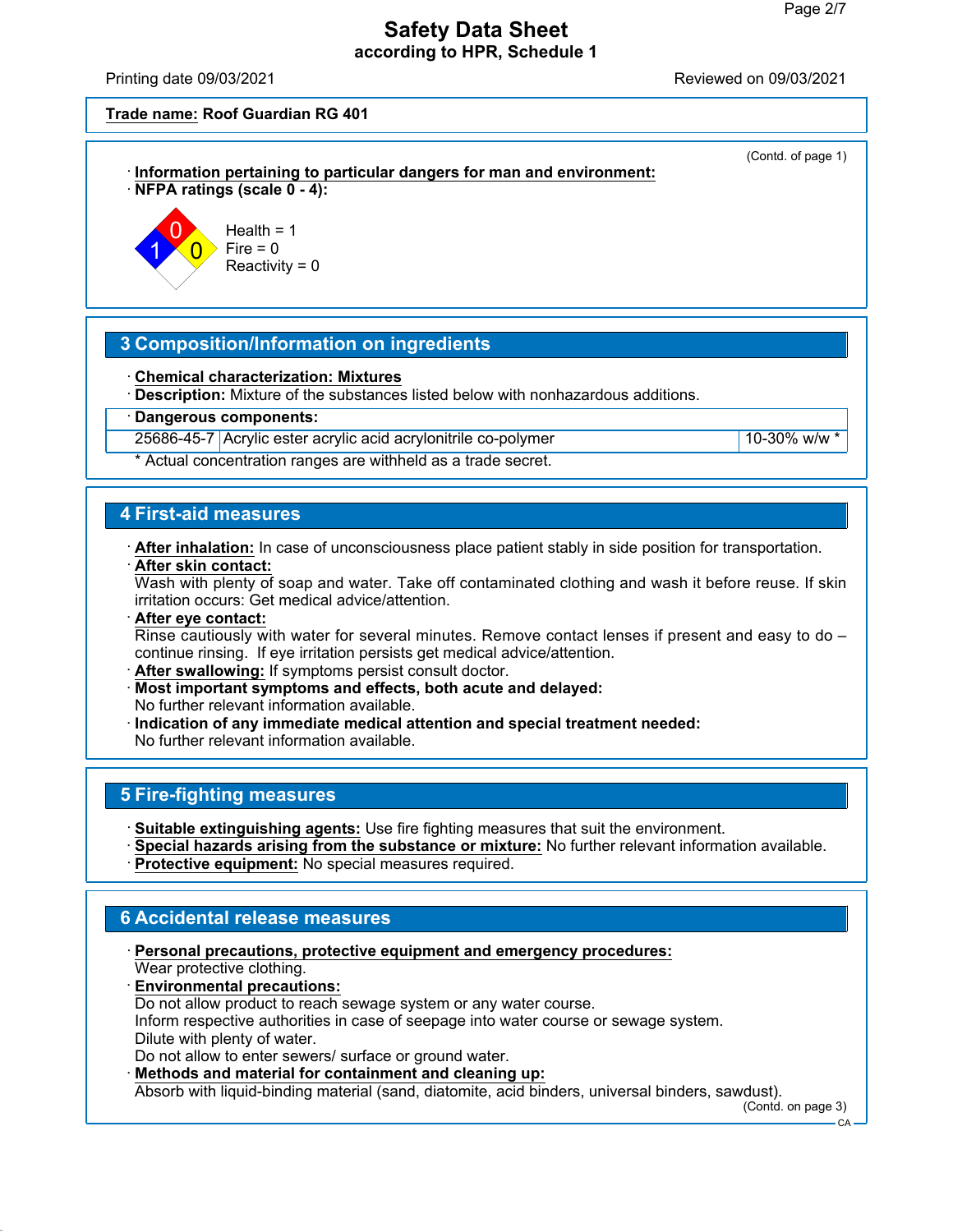Trade name: **Roof Guardian RG 401**

(Contd. of page 1)

· **Information pertaining to particular dangers for man and environment:**
· **NFPA ratings (scale 0 - 4):**

Health = 1
Fire = 0
Reactivity = 0

## 3 Composition/Information on ingredients

· **Chemical characterization: Mixtures**
· **Description:** Mixture of the substances listed below with nonhazardous additions.

| · Dangerous components: | | |
|---|---|---|
| 25686-45-7 | Acrylic ester acrylic acid acrylonitrile co-polymer | 10-30% w/w * |

\* Actual concentration ranges are withheld as a trade secret.

## 4 First-aid measures

· **After inhalation:** In case of unconsciousness place patient stably in side position for transportation.
· **After skin contact:**
Wash with plenty of soap and water. Take off contaminated clothing and wash it before reuse. If skin irritation occurs: Get medical advice/attention.
· **After eye contact:**
Rinse cautiously with water for several minutes. Remove contact lenses if present and easy to do – continue rinsing. If eye irritation persists get medical advice/attention.
· **After swallowing:** If symptoms persist consult doctor.
· **Most important symptoms and effects, both acute and delayed:**
No further relevant information available.
· **Indication of any immediate medical attention and special treatment needed:**
No further relevant information available.

## 5 Fire-fighting measures

· **Suitable extinguishing agents:** Use fire fighting measures that suit the environment.
· **Special hazards arising from the substance or mixture:** No further relevant information available.
· **Protective equipment:** No special measures required.

## 6 Accidental release measures

· **Personal precautions, protective equipment and emergency procedures:**
Wear protective clothing.
· **Environmental precautions:**
Do not allow product to reach sewage system or any water course.
Inform respective authorities in case of seepage into water course or sewage system.
Dilute with plenty of water.
Do not allow to enter sewers/ surface or ground water.
· **Methods and material for containment and cleaning up:**
Absorb with liquid-binding material (sand, diatomite, acid binders, universal binders, sawdust).

(Contd. on page 3)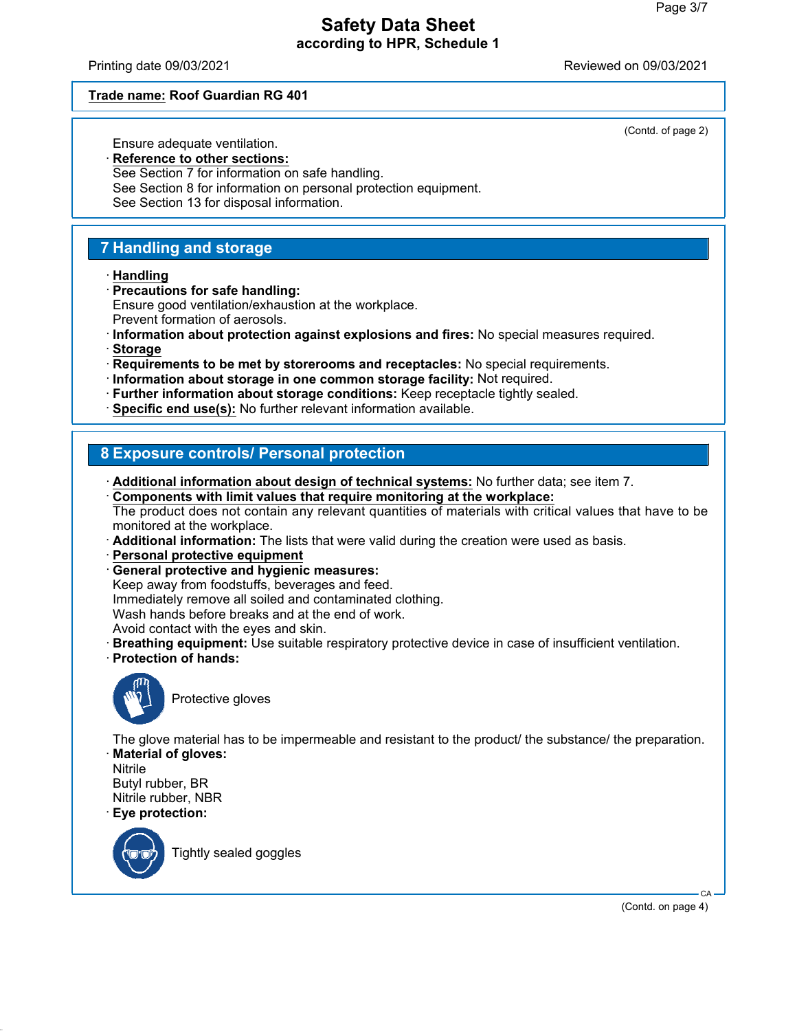Ensure adequate ventilation.

· **Reference to other sections:**
See Section 7 for information on safe handling.
See Section 8 for information on personal protection equipment.
See Section 13 for disposal information.

## 7 Handling and storage

· **Handling**
· **Precautions for safe handling:**
Ensure good ventilation/exhaustion at the workplace.
Prevent formation of aerosols.
· **Information about protection against explosions and fires:** No special measures required.
· **Storage**
· **Requirements to be met by storerooms and receptacles:** No special requirements.
· **Information about storage in one common storage facility:** Not required.
· **Further information about storage conditions:** Keep receptacle tightly sealed.
· **Specific end use(s):** No further relevant information available.

## 8 Exposure controls/ Personal protection

· **Additional information about design of technical systems:** No further data; see item 7.
· **Components with limit values that require monitoring at the workplace:**
The product does not contain any relevant quantities of materials with critical values that have to be monitored at the workplace.
· **Additional information:** The lists that were valid during the creation were used as basis.
· **Personal protective equipment**
· **General protective and hygienic measures:**
Keep away from foodstuffs, beverages and feed.
Immediately remove all soiled and contaminated clothing.
Wash hands before breaks and at the end of work.
Avoid contact with the eyes and skin.
· **Breathing equipment:** Use suitable respiratory protective device in case of insufficient ventilation.
· **Protection of hands:**

Protective gloves

The glove material has to be impermeable and resistant to the product/ the substance/ the preparation.
· **Material of gloves:**
Nitrile
Butyl rubber, BR
Nitrile rubber, NBR
· **Eye protection:**

Tightly sealed goggles

(Contd. on page 4)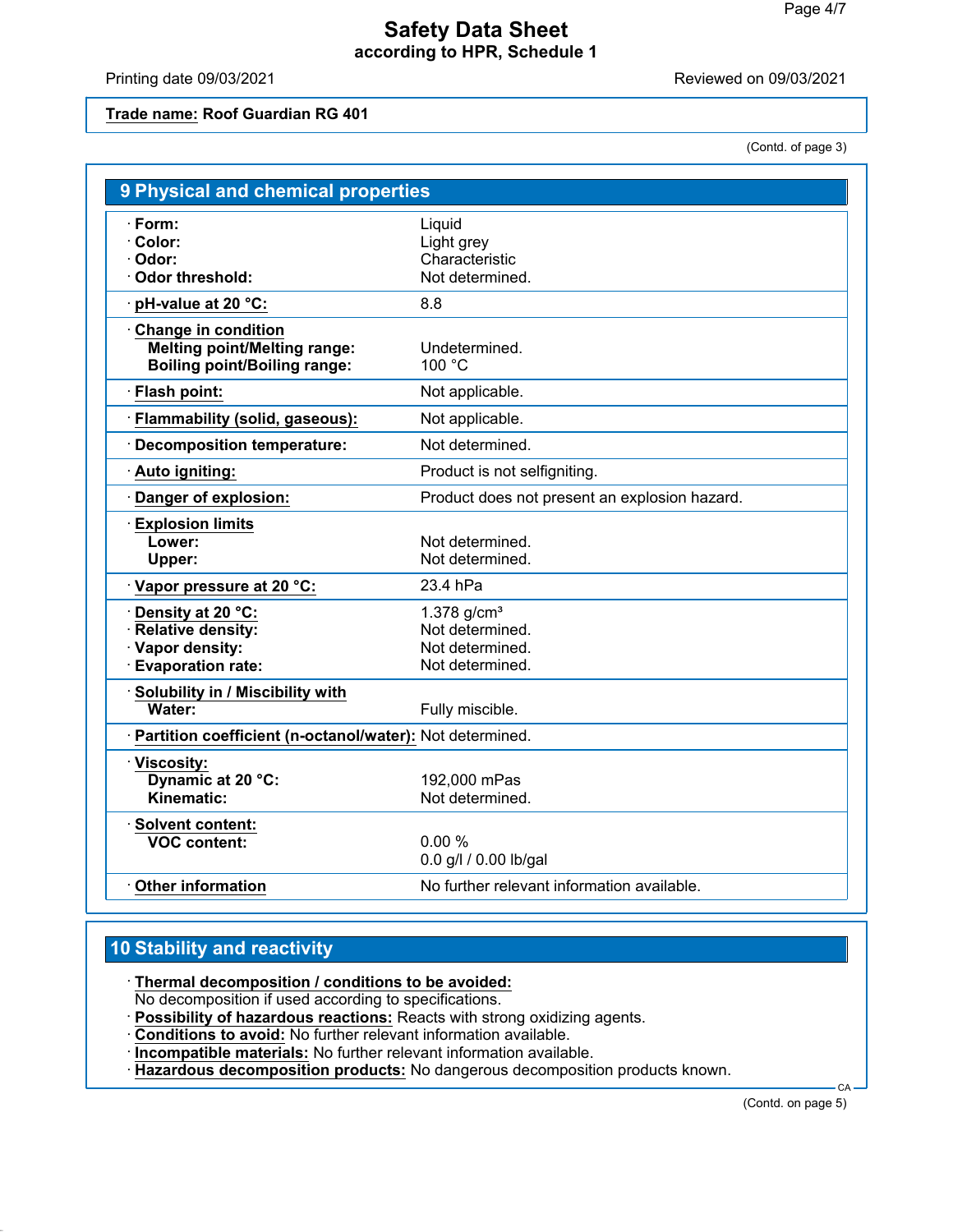Safety Data Sheet
according to HPR, Schedule 1

Printing date 09/03/2021 | Reviewed on 09/03/2021

**Trade name:** Roof Guardian RG 401

(Contd. of page 3)

## 9 Physical and chemical properties

| | |
|---|---|
| · **Form:** | Liquid |
| · **Color:** | Light grey |
| · **Odor:** | Characteristic |
| · **Odor threshold:** | Not determined. |
| · **pH-value at 20 °C:** | 8.8 |
| · **Change in condition** | |
| **Melting point/Melting range:** | Undetermined. |
| **Boiling point/Boiling range:** | 100 °C |
| · **Flash point:** | Not applicable. |
| · **Flammability (solid, gaseous):** | Not applicable. |
| · **Decomposition temperature:** | Not determined. |
| · **Auto igniting:** | Product is not selfigniting. |
| · **Danger of explosion:** | Product does not present an explosion hazard. |
| · **Explosion limits** | |
| **Lower:** | Not determined. |
| **Upper:** | Not determined. |
| · **Vapor pressure at 20 °C:** | 23.4 hPa |
| · **Density at 20 °C:** | 1.378 g/cm³ |
| · **Relative density:** | Not determined. |
| · **Vapor density:** | Not determined. |
| · **Evaporation rate:** | Not determined. |
| · **Solubility in / Miscibility with** | |
| **Water:** | Fully miscible. |
| · **Partition coefficient (n-octanol/water):** | Not determined. |
| · **Viscosity:** | |
| **Dynamic at 20 °C:** | 192,000 mPas |
| **Kinematic:** | Not determined. |
| · **Solvent content:** | |
| **VOC content:** | 0.00 % |
| | 0.0 g/l / 0.00 lb/gal |
| · **Other information** | No further relevant information available. |

## 10 Stability and reactivity

· **Thermal decomposition / conditions to be avoided:**
No decomposition if used according to specifications.
· **Possibility of hazardous reactions:** Reacts with strong oxidizing agents.
· **Conditions to avoid:** No further relevant information available.
· **Incompatible materials:** No further relevant information available.
· **Hazardous decomposition products:** No dangerous decomposition products known.

(Contd. on page 5)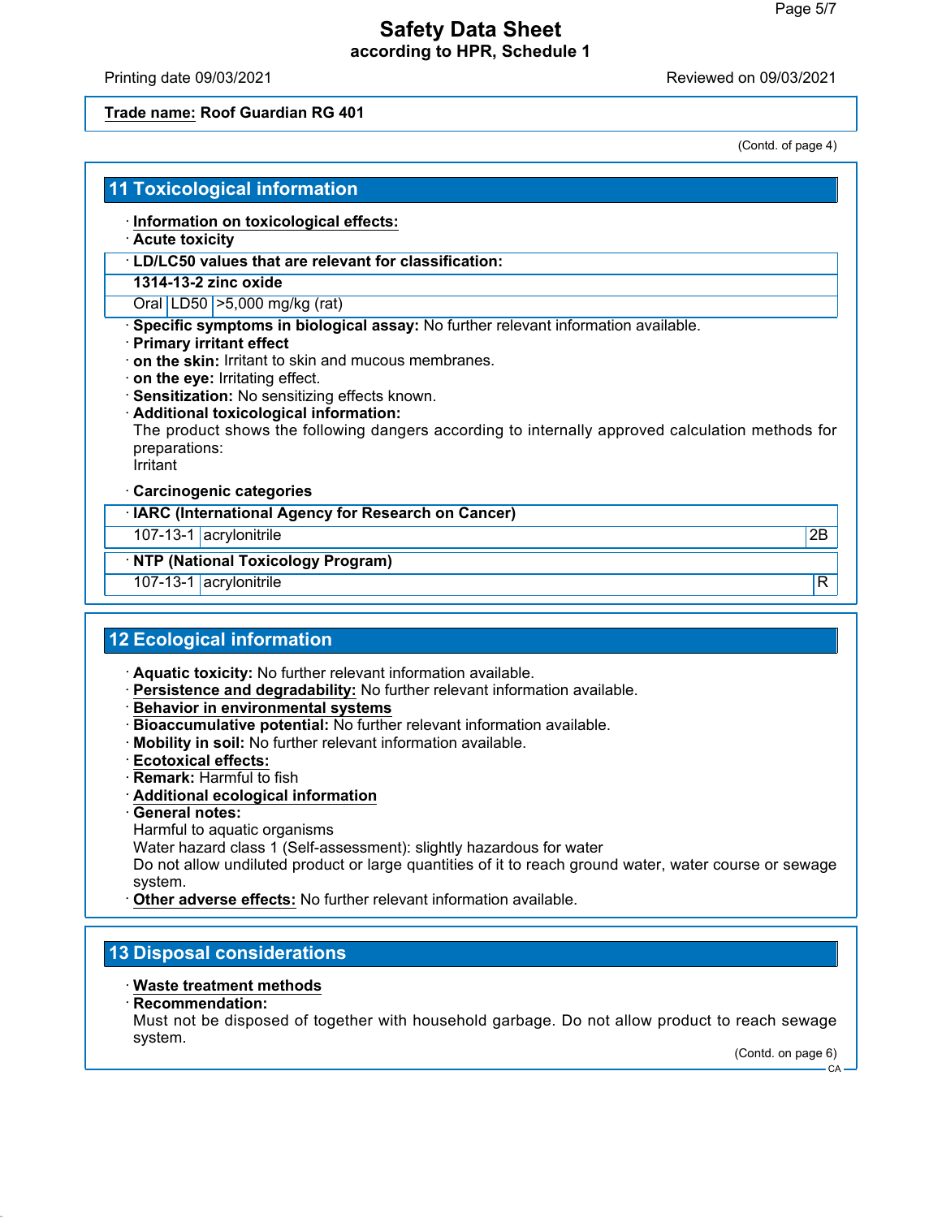**Trade name: Roof Guardian RG 401**

(Contd. of page 4)

## 11 Toxicological information

· **Information on toxicological effects:**
· **Acute toxicity**

| · LD/LC50 values that are relevant for classification: | | |
|---|---|---|
| **1314-13-2 zinc oxide** | | |
| Oral | LD50 | >5,000 mg/kg (rat) |

· **Specific symptoms in biological assay:** No further relevant information available.
· **Primary irritant effect**
· **on the skin:** Irritant to skin and mucous membranes.
· **on the eye:** Irritating effect.
· **Sensitization:** No sensitizing effects known.
· **Additional toxicological information:**
The product shows the following dangers according to internally approved calculation methods for preparations:
Irritant

· **Carcinogenic categories**

| · IARC (International Agency for Research on Cancer) | | |
|---|---|---|
| 107-13-1 | acrylonitrile | 2B |

| · NTP (National Toxicology Program) | | |
|---|---|---|
| 107-13-1 | acrylonitrile | R |

## 12 Ecological information

· **Aquatic toxicity:** No further relevant information available.
· **Persistence and degradability:** No further relevant information available.
· **Behavior in environmental systems**
· **Bioaccumulative potential:** No further relevant information available.
· **Mobility in soil:** No further relevant information available.
· **Ecotoxical effects:**
· **Remark:** Harmful to fish
· **Additional ecological information**
· **General notes:**
Harmful to aquatic organisms
Water hazard class 1 (Self-assessment): slightly hazardous for water
Do not allow undiluted product or large quantities of it to reach ground water, water course or sewage system.
· **Other adverse effects:** No further relevant information available.

## 13 Disposal considerations

· **Waste treatment methods**
· **Recommendation:**
Must not be disposed of together with household garbage. Do not allow product to reach sewage system.

(Contd. on page 6)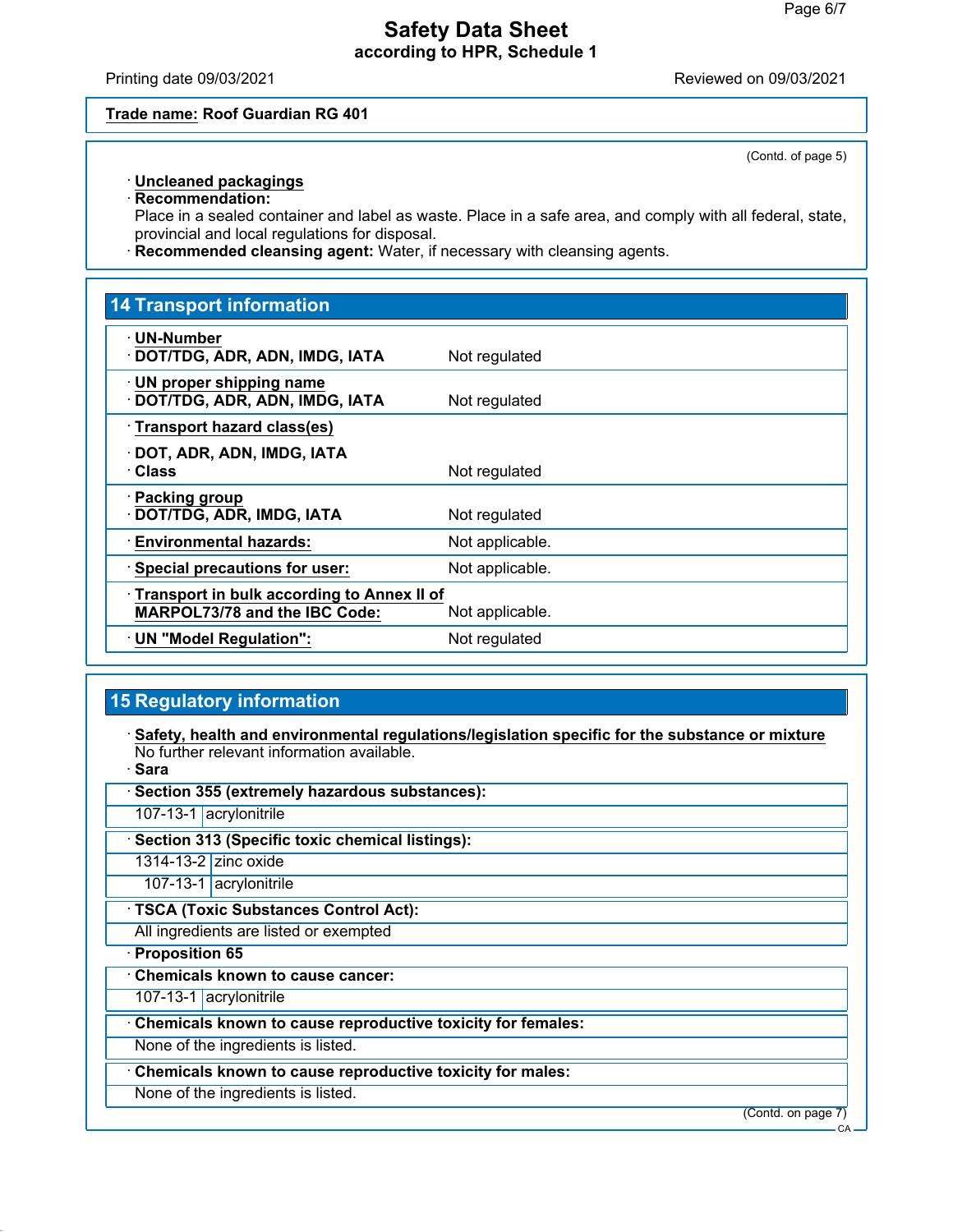**Trade name: Roof Guardian RG 401**

(Contd. of page 5)

· **Uncleaned packagings**
· **Recommendation:**
Place in a sealed container and label as waste. Place in a safe area, and comply with all federal, state, provincial and local regulations for disposal.
· **Recommended cleansing agent:** Water, if necessary with cleansing agents.

## 14 Transport information

| | |
|---|---|
| · **UN-Number** | |
| · **DOT/TDG, ADR, ADN, IMDG, IATA** | Not regulated |
| · **UN proper shipping name** | |
| · **DOT/TDG, ADR, ADN, IMDG, IATA** | Not regulated |
| · **Transport hazard class(es)** | |
| · **DOT, ADR, ADN, IMDG, IATA** | |
| · **Class** | Not regulated |
| · **Packing group** | |
| · **DOT/TDG, ADR, IMDG, IATA** | Not regulated |
| · **Environmental hazards:** | Not applicable. |
| · **Special precautions for user:** | Not applicable. |
| · **Transport in bulk according to Annex II of MARPOL73/78 and the IBC Code:** | Not applicable. |
| · **UN "Model Regulation":** | Not regulated |

## 15 Regulatory information

· **Safety, health and environmental regulations/legislation specific for the substance or mixture**
No further relevant information available.
· **Sara**

· **Section 355 (extremely hazardous substances):**

| | |
|---|---|
| 107-13-1 | acrylonitrile |

· **Section 313 (Specific toxic chemical listings):**

| | |
|---|---|
| 1314-13-2 | zinc oxide |
| 107-13-1 | acrylonitrile |

· **TSCA (Toxic Substances Control Act):**
All ingredients are listed or exempted

· **Proposition 65**

· **Chemicals known to cause cancer:**

| | |
|---|---|
| 107-13-1 | acrylonitrile |

· **Chemicals known to cause reproductive toxicity for females:**
None of the ingredients is listed.

· **Chemicals known to cause reproductive toxicity for males:**
None of the ingredients is listed.

(Contd. on page 7)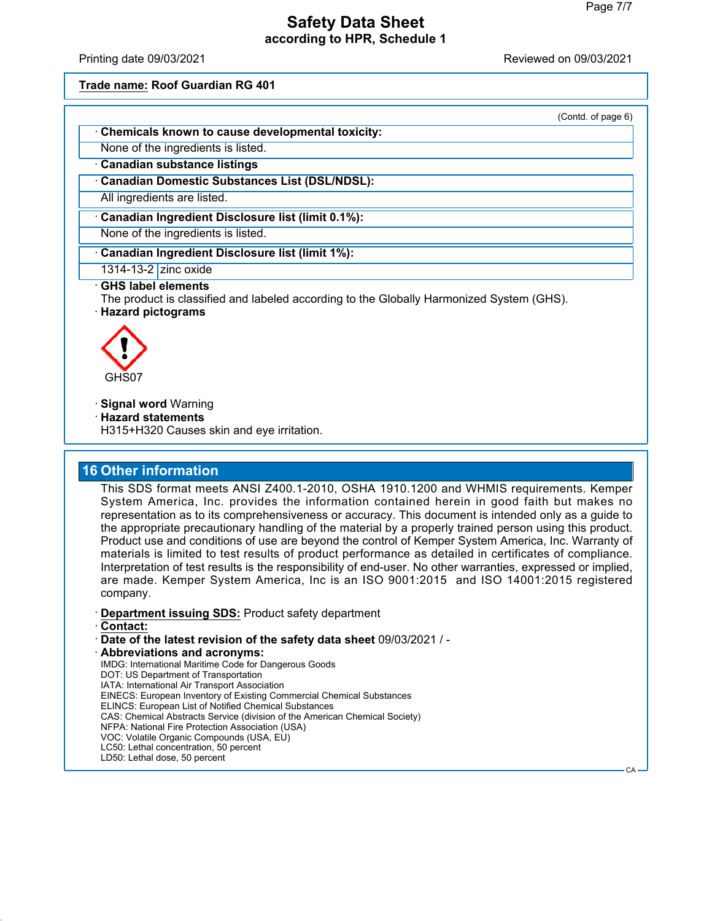# Safety Data Sheet
**according to HPR, Schedule 1**

Printing date 09/03/2021 Reviewed on 09/03/2021

**Trade name: Roof Guardian RG 401**

(Contd. of page 6)

· **Chemicals known to cause developmental toxicity:**

None of the ingredients is listed.

· **Canadian substance listings**

· **Canadian Domestic Substances List (DSL/NDSL):**

All ingredients are listed.

· **Canadian Ingredient Disclosure list (limit 0.1%):**

None of the ingredients is listed.

· **Canadian Ingredient Disclosure list (limit 1%):**

| | |
|---|---|
| 1314-13-2 | zinc oxide |

· **GHS label elements**

The product is classified and labeled according to the Globally Harmonized System (GHS).

· **Hazard pictograms**

GHS07

· **Signal word** Warning

· **Hazard statements**

H315+H320 Causes skin and eye irritation.

## 16 Other information

This SDS format meets ANSI Z400.1-2010, OSHA 1910.1200 and WHMIS requirements. Kemper System America, Inc. provides the information contained herein in good faith but makes no representation as to its comprehensiveness or accuracy. This document is intended only as a guide to the appropriate precautionary handling of the material by a properly trained person using this product. Product use and conditions of use are beyond the control of Kemper System America, Inc. Warranty of materials is limited to test results of product performance as detailed in certificates of compliance. Interpretation of test results is the responsibility of end-user. No other warranties, expressed or implied, are made. Kemper System America, Inc is an ISO 9001:2015 and ISO 14001:2015 registered company.

· **Department issuing SDS:** Product safety department

· **Contact:**

· **Date of the latest revision of the safety data sheet** 09/03/2021 / -

· **Abbreviations and acronyms:**

IMDG: International Maritime Code for Dangerous Goods
DOT: US Department of Transportation
IATA: International Air Transport Association
EINECS: European Inventory of Existing Commercial Chemical Substances
ELINCS: European List of Notified Chemical Substances
CAS: Chemical Abstracts Service (division of the American Chemical Society)
NFPA: National Fire Protection Association (USA)
VOC: Volatile Organic Compounds (USA, EU)
LC50: Lethal concentration, 50 percent
LD50: Lethal dose, 50 percent

CA